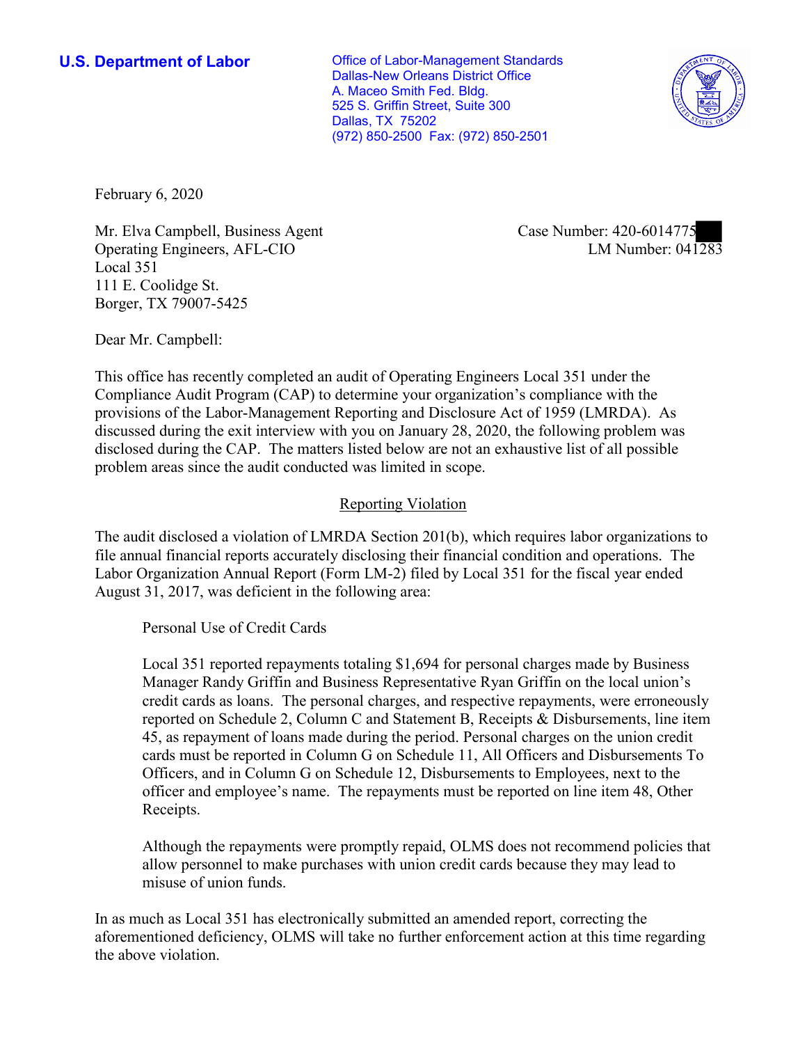**U.S. Department of Labor**

Office of Labor-Management Standards
Dallas-New Orleans District Office
A. Maceo Smith Fed. Bldg.
525 S. Griffin Street, Suite 300
Dallas, TX 75202
(972) 850-2500 Fax: (972) 850-2501

February 6, 2020

Mr. Elva Campbell, Business Agent
Operating Engineers, AFL-CIO
Local 351
111 E. Coolidge St.
Borger, TX 79007-5425

Case Number: 420-6014775
LM Number: 041283

Dear Mr. Campbell:

This office has recently completed an audit of Operating Engineers Local 351 under the Compliance Audit Program (CAP) to determine your organization's compliance with the provisions of the Labor-Management Reporting and Disclosure Act of 1959 (LMRDA). As discussed during the exit interview with you on January 28, 2020, the following problem was disclosed during the CAP. The matters listed below are not an exhaustive list of all possible problem areas since the audit conducted was limited in scope.

## Reporting Violation

The audit disclosed a violation of LMRDA Section 201(b), which requires labor organizations to file annual financial reports accurately disclosing their financial condition and operations. The Labor Organization Annual Report (Form LM-2) filed by Local 351 for the fiscal year ended August 31, 2017, was deficient in the following area:

Personal Use of Credit Cards

Local 351 reported repayments totaling $1,694 for personal charges made by Business Manager Randy Griffin and Business Representative Ryan Griffin on the local union's credit cards as loans. The personal charges, and respective repayments, were erroneously reported on Schedule 2, Column C and Statement B, Receipts & Disbursements, line item 45, as repayment of loans made during the period. Personal charges on the union credit cards must be reported in Column G on Schedule 11, All Officers and Disbursements To Officers, and in Column G on Schedule 12, Disbursements to Employees, next to the officer and employee's name. The repayments must be reported on line item 48, Other Receipts.

Although the repayments were promptly repaid, OLMS does not recommend policies that allow personnel to make purchases with union credit cards because they may lead to misuse of union funds.

In as much as Local 351 has electronically submitted an amended report, correcting the aforementioned deficiency, OLMS will take no further enforcement action at this time regarding the above violation.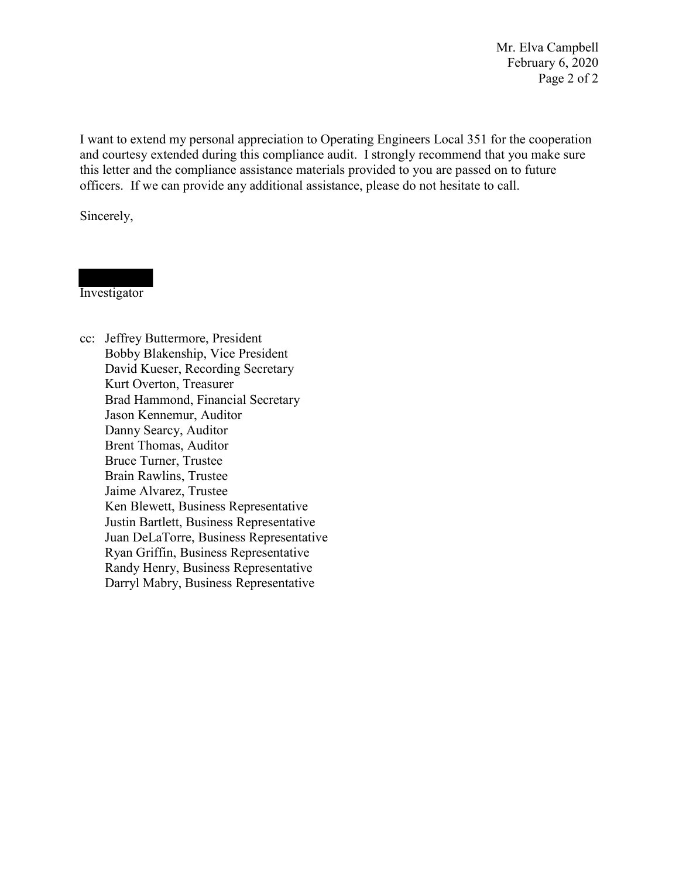I want to extend my personal appreciation to Operating Engineers Local 351 for the cooperation and courtesy extended during this compliance audit. I strongly recommend that you make sure this letter and the compliance assistance materials provided to you are passed on to future officers. If we can provide any additional assistance, please do not hesitate to call.

Sincerely,

Investigator

cc: Jeffrey Buttermore, President
Bobby Blakenship, Vice President
David Kueser, Recording Secretary
Kurt Overton, Treasurer
Brad Hammond, Financial Secretary
Jason Kennemur, Auditor
Danny Searcy, Auditor
Brent Thomas, Auditor
Bruce Turner, Trustee
Brain Rawlins, Trustee
Jaime Alvarez, Trustee
Ken Blewett, Business Representative
Justin Bartlett, Business Representative
Juan DeLaTorre, Business Representative
Ryan Griffin, Business Representative
Randy Henry, Business Representative
Darryl Mabry, Business Representative